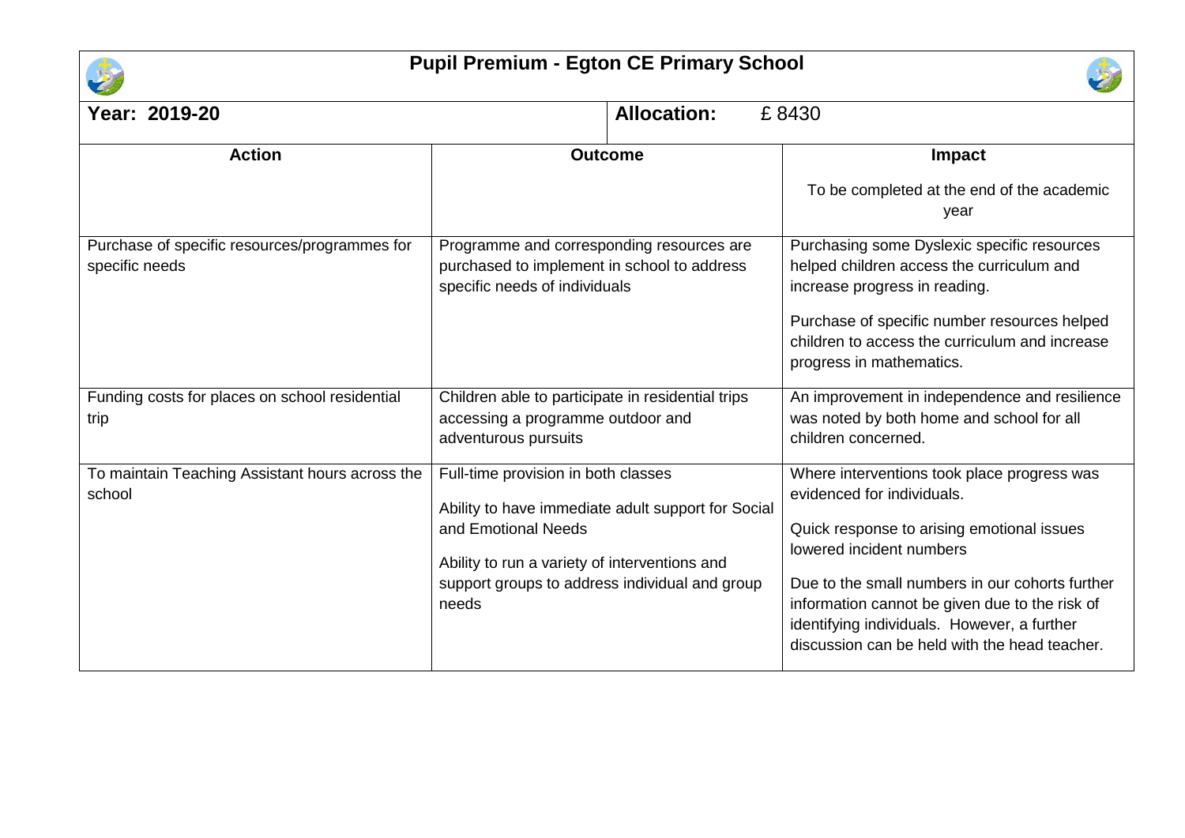# Pupil Premium - Egton CE Primary School

| Year: 2019-20 | Allocation: £ 8430 | |
|---|---|---|
| **Action** | **Outcome** | **Impact**<br><br>To be completed at the end of the academic year |
| Purchase of specific resources/programmes for specific needs | Programme and corresponding resources are purchased to implement in school to address specific needs of individuals | Purchasing some Dyslexic specific resources helped children access the curriculum and increase progress in reading.<br><br>Purchase of specific number resources helped children to access the curriculum and increase progress in mathematics. |
| Funding costs for places on school residential trip | Children able to participate in residential trips accessing a programme outdoor and adventurous pursuits | An improvement in independence and resilience was noted by both home and school for all children concerned. |
| To maintain Teaching Assistant hours across the school | Full-time provision in both classes<br><br>Ability to have immediate adult support for Social and Emotional Needs<br><br>Ability to run a variety of interventions and support groups to address individual and group needs | Where interventions took place progress was evidenced for individuals.<br><br>Quick response to arising emotional issues lowered incident numbers<br><br>Due to the small numbers in our cohorts further information cannot be given due to the risk of identifying individuals. However, a further discussion can be held with the head teacher. |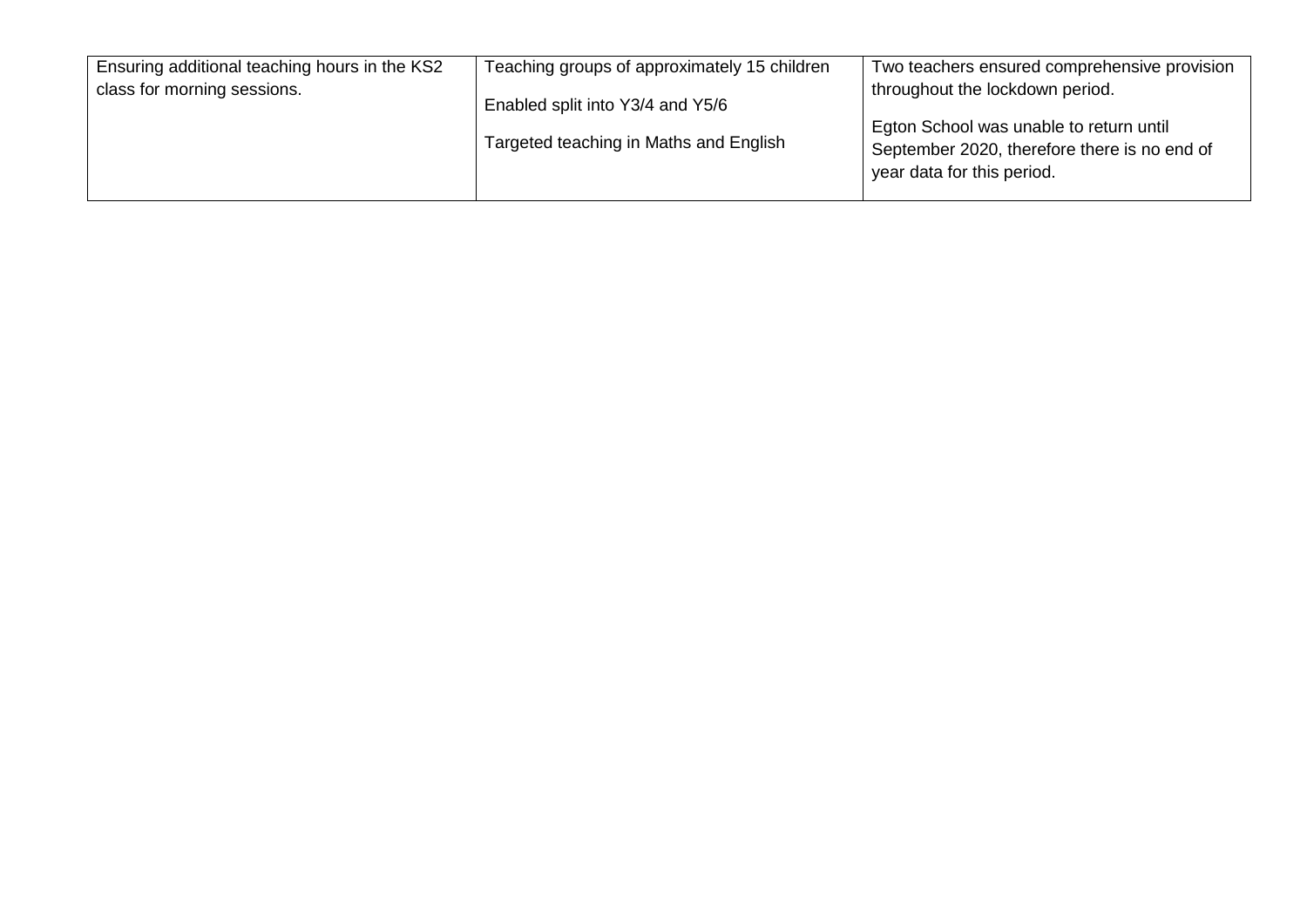| | | |
|---|---|---|
| Ensuring additional teaching hours in the KS2 class for morning sessions. | Teaching groups of approximately 15 children<br><br>Enabled split into Y3/4 and Y5/6<br><br>Targeted teaching in Maths and English | Two teachers ensured comprehensive provision throughout the lockdown period.<br><br>Egton School was unable to return until September 2020, therefore there is no end of year data for this period. |